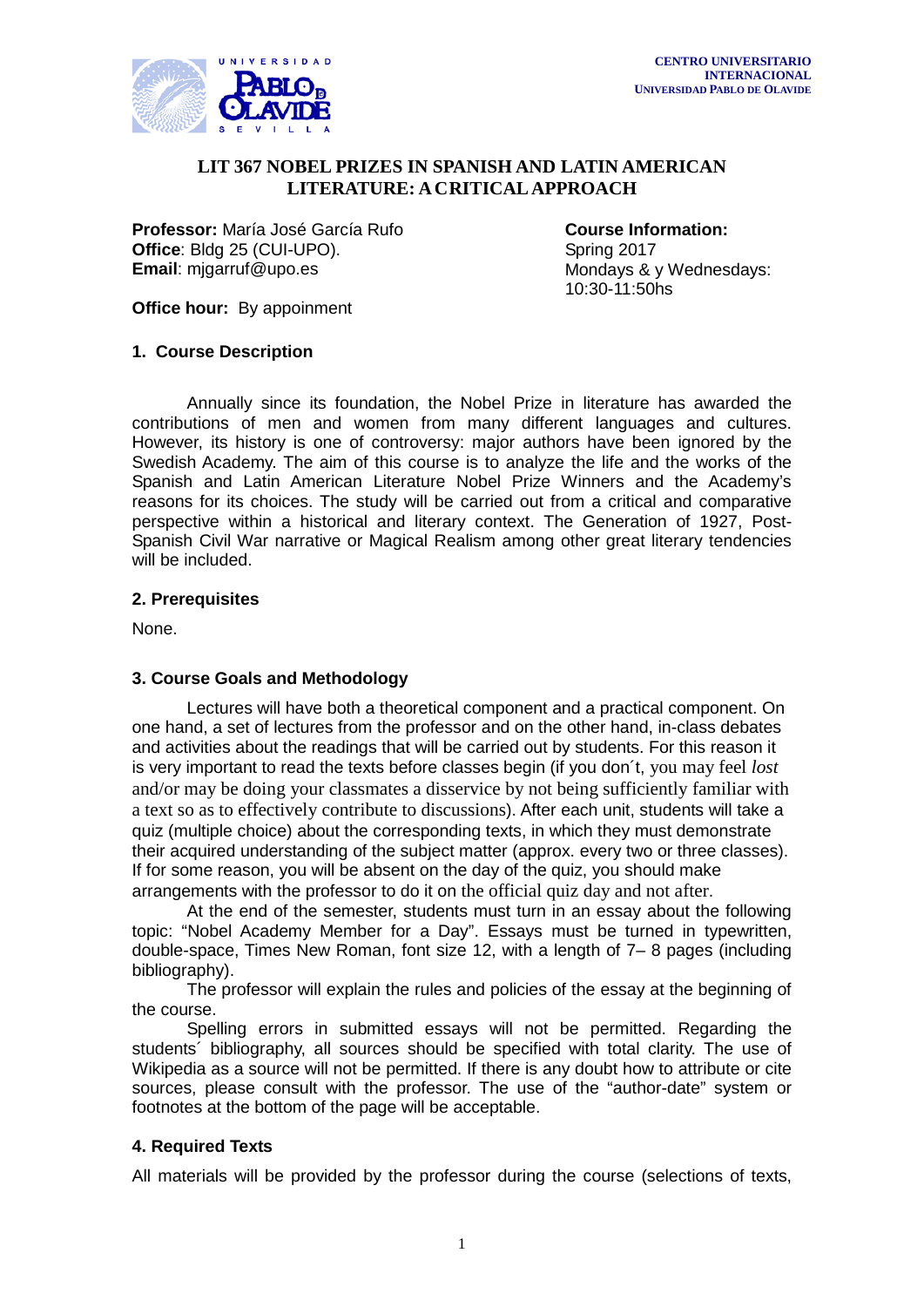CENTRO UNIVERSITARIO INTERNACIONAL
UNIVERSIDAD PABLO DE OLAVIDE

# LIT 367 NOBEL PRIZES IN SPANISH AND LATIN AMERICAN LITERATURE: A CRITICAL APPROACH

**Professor:** María José García Rufo
**Office**: Bldg 25 (CUI-UPO).
**Email**: mjgarruf@upo.es

**Office hour:** By appoinment

**Course Information:**
Spring 2017
Mondays & y Wednesdays: 10:30-11:50hs

## 1. Course Description

Annually since its foundation, the Nobel Prize in literature has awarded the contributions of men and women from many different languages and cultures. However, its history is one of controversy: major authors have been ignored by the Swedish Academy. The aim of this course is to analyze the life and the works of the Spanish and Latin American Literature Nobel Prize Winners and the Academy's reasons for its choices. The study will be carried out from a critical and comparative perspective within a historical and literary context. The Generation of 1927, Post-Spanish Civil War narrative or Magical Realism among other great literary tendencies will be included.

## 2. Prerequisites

None.

## 3. Course Goals and Methodology

Lectures will have both a theoretical component and a practical component. On one hand, a set of lectures from the professor and on the other hand, in-class debates and activities about the readings that will be carried out by students. For this reason it is very important to read the texts before classes begin (if you don´t, you may feel *lost* and/or may be doing your classmates a disservice by not being sufficiently familiar with a text so as to effectively contribute to discussions). After each unit, students will take a quiz (multiple choice) about the corresponding texts, in which they must demonstrate their acquired understanding of the subject matter (approx. every two or three classes). If for some reason, you will be absent on the day of the quiz, you should make arrangements with the professor to do it on the official quiz day and not after.

At the end of the semester, students must turn in an essay about the following topic: "Nobel Academy Member for a Day". Essays must be turned in typewritten, double-space, Times New Roman, font size 12, with a length of 7– 8 pages (including bibliography).

The professor will explain the rules and policies of the essay at the beginning of the course.

Spelling errors in submitted essays will not be permitted. Regarding the students´ bibliography, all sources should be specified with total clarity. The use of Wikipedia as a source will not be permitted. If there is any doubt how to attribute or cite sources, please consult with the professor. The use of the "author-date" system or footnotes at the bottom of the page will be acceptable.

## 4. Required Texts

All materials will be provided by the professor during the course (selections of texts,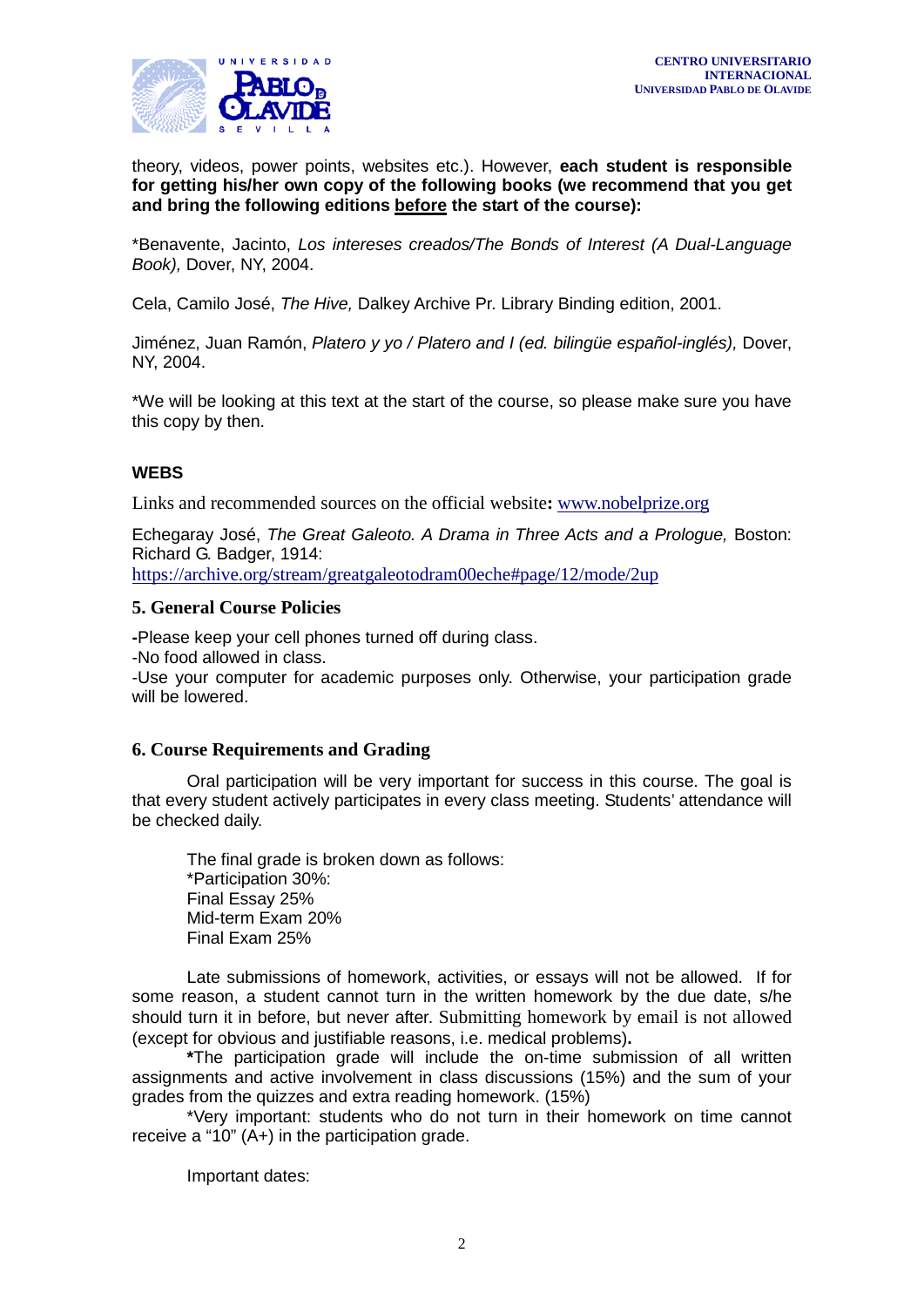theory, videos, power points, websites etc.). However, **each student is responsible for getting his/her own copy of the following books (we recommend that you get and bring the following editions <u>before</u> the start of the course):**

*Benavente, Jacinto, *Los intereses creados/The Bonds of Interest (A Dual-Language Book),* Dover, NY, 2004.

Cela, Camilo José, *The Hive,* Dalkey Archive Pr. Library Binding edition, 2001.

Jiménez, Juan Ramón, *Platero y yo / Platero and I (ed. bilingüe español-inglés),* Dover, NY, 2004.

*We will be looking at this text at the start of the course, so please make sure you have this copy by then.

### WEBS

Links and recommended sources on the official website**:** [www.nobelprize.org](www.nobelprize.org)

Echegaray José, *The Great Galeoto. A Drama in Three Acts and a Prologue,* Boston: Richard G. Badger, 1914:
[https://archive.org/stream/greatgaleotodram00eche#page/12/mode/2up](https://archive.org/stream/greatgaleotodram00eche#page/12/mode/2up)

## 5. General Course Policies

**-**Please keep your cell phones turned off during class.
-No food allowed in class.
-Use your computer for academic purposes only. Otherwise, your participation grade will be lowered.

## 6. Course Requirements and Grading

Oral participation will be very important for success in this course. The goal is that every student actively participates in every class meeting. Students' attendance will be checked daily.

The final grade is broken down as follows:
*Participation 30%:
Final Essay 25%
Mid-term Exam 20%
Final Exam 25%

Late submissions of homework, activities, or essays will not be allowed. If for some reason, a student cannot turn in the written homework by the due date, s/he should turn it in before, but never after. Submitting homework by email is not allowed (except for obvious and justifiable reasons, i.e. medical problems)**.**

**\***The participation grade will include the on-time submission of all written assignments and active involvement in class discussions (15%) and the sum of your grades from the quizzes and extra reading homework. (15%)

*Very important: students who do not turn in their homework on time cannot receive a "10" (A+) in the participation grade.

Important dates: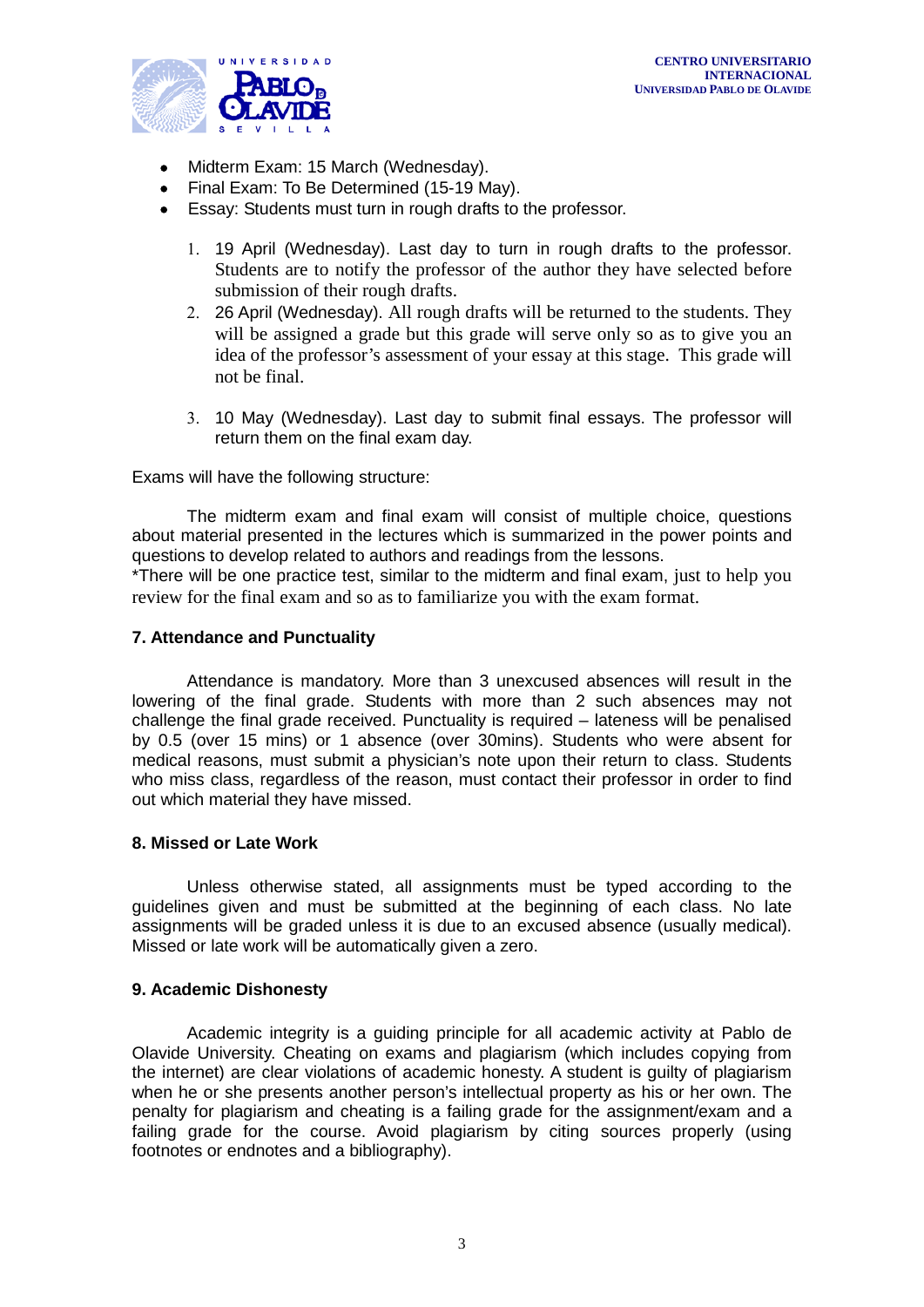- Midterm Exam: 15 March (Wednesday).
- Final Exam: To Be Determined (15-19 May).
- Essay: Students must turn in rough drafts to the professor.

    1. 19 April (Wednesday). Last day to turn in rough drafts to the professor. Students are to notify the professor of the author they have selected before submission of their rough drafts.
    2. 26 April (Wednesday). All rough drafts will be returned to the students. They will be assigned a grade but this grade will serve only so as to give you an idea of the professor's assessment of your essay at this stage. This grade will not be final.
    3. 10 May (Wednesday). Last day to submit final essays. The professor will return them on the final exam day.

Exams will have the following structure:

The midterm exam and final exam will consist of multiple choice, questions about material presented in the lectures which is summarized in the power points and questions to develop related to authors and readings from the lessons.
*There will be one practice test, similar to the midterm and final exam, just to help you review for the final exam and so as to familiarize you with the exam format.

### 7. Attendance and Punctuality

Attendance is mandatory. More than 3 unexcused absences will result in the lowering of the final grade. Students with more than 2 such absences may not challenge the final grade received. Punctuality is required – lateness will be penalised by 0.5 (over 15 mins) or 1 absence (over 30mins). Students who were absent for medical reasons, must submit a physician's note upon their return to class. Students who miss class, regardless of the reason, must contact their professor in order to find out which material they have missed.

### 8. Missed or Late Work

Unless otherwise stated, all assignments must be typed according to the guidelines given and must be submitted at the beginning of each class. No late assignments will be graded unless it is due to an excused absence (usually medical). Missed or late work will be automatically given a zero.

### 9. Academic Dishonesty

Academic integrity is a guiding principle for all academic activity at Pablo de Olavide University. Cheating on exams and plagiarism (which includes copying from the internet) are clear violations of academic honesty. A student is guilty of plagiarism when he or she presents another person's intellectual property as his or her own. The penalty for plagiarism and cheating is a failing grade for the assignment/exam and a failing grade for the course. Avoid plagiarism by citing sources properly (using footnotes or endnotes and a bibliography).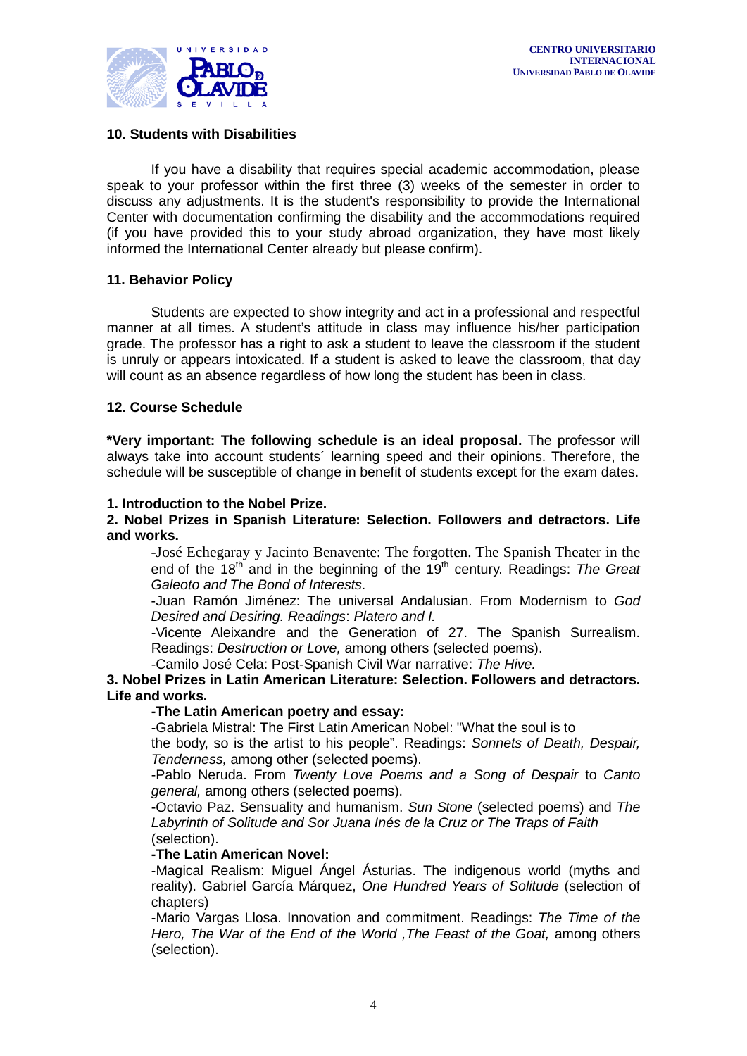## 10. Students with Disabilities

If you have a disability that requires special academic accommodation, please speak to your professor within the first three (3) weeks of the semester in order to discuss any adjustments. It is the student's responsibility to provide the International Center with documentation confirming the disability and the accommodations required (if you have provided this to your study abroad organization, they have most likely informed the International Center already but please confirm).

## 11. Behavior Policy

Students are expected to show integrity and act in a professional and respectful manner at all times. A student's attitude in class may influence his/her participation grade. The professor has a right to ask a student to leave the classroom if the student is unruly or appears intoxicated. If a student is asked to leave the classroom, that day will count as an absence regardless of how long the student has been in class.

## 12. Course Schedule

**\*Very important: The following schedule is an ideal proposal.** The professor will always take into account students´ learning speed and their opinions. Therefore, the schedule will be susceptible of change in benefit of students except for the exam dates.

**1. Introduction to the Nobel Prize.**

**2. Nobel Prizes in Spanish Literature: Selection. Followers and detractors. Life and works.**

-José Echegaray y Jacinto Benavente: The forgotten. The Spanish Theater in the end of the 18th and in the beginning of the 19th century. Readings: *The Great Galeoto and The Bond of Interests*.

-Juan Ramón Jiménez: The universal Andalusian. From Modernism to *God Desired and Desiring. Readings*: *Platero and I.*

-Vicente Aleixandre and the Generation of 27. The Spanish Surrealism. Readings: *Destruction or Love,* among others (selected poems).

-Camilo José Cela: Post-Spanish Civil War narrative: *The Hive.*

**3. Nobel Prizes in Latin American Literature: Selection. Followers and detractors. Life and works.**

**-The Latin American poetry and essay:**

-Gabriela Mistral: The First Latin American Nobel: "What the soul is to the body, so is the artist to his people". Readings: *Sonnets of Death, Despair, Tenderness,* among other (selected poems).

-Pablo Neruda. From *Twenty Love Poems and a Song of Despair* to *Canto general,* among others (selected poems).

-Octavio Paz. Sensuality and humanism. *Sun Stone* (selected poems) and *The Labyrinth of Solitude and Sor Juana Inés de la Cruz or The Traps of Faith* (selection).

**-The Latin American Novel:**

-Magical Realism: Miguel Ángel Ásturias. The indigenous world (myths and reality). Gabriel García Márquez, *One Hundred Years of Solitude* (selection of chapters)

-Mario Vargas Llosa. Innovation and commitment. Readings: *The Time of the Hero, The War of the End of the World ,The Feast of the Goat,* among others (selection).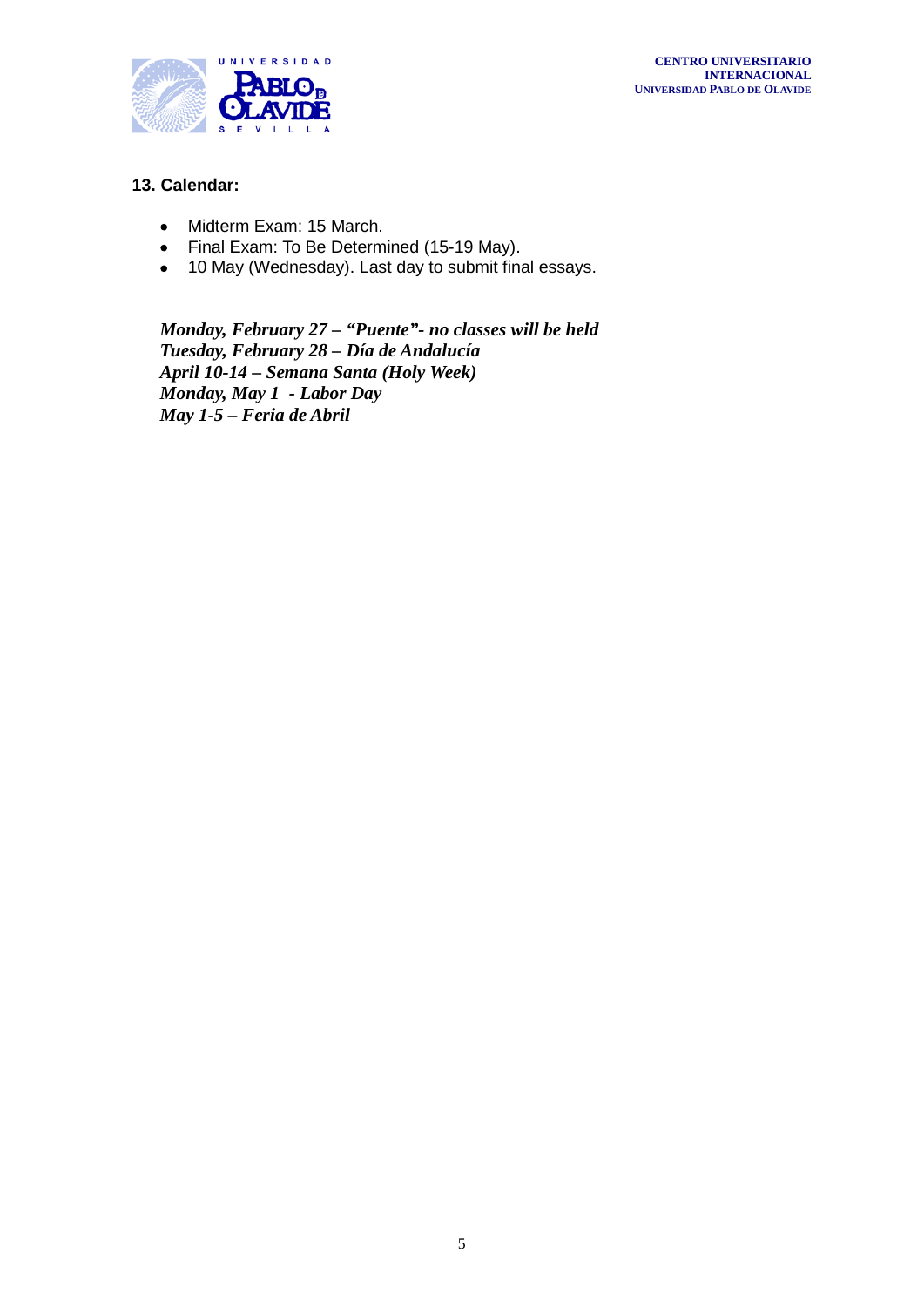### 13. Calendar:

- Midterm Exam: 15 March.
- Final Exam: To Be Determined (15-19 May).
- 10 May (Wednesday). Last day to submit final essays.

***Monday, February 27 – "Puente"- no classes will be held***
***Tuesday, February 28 – Día de Andalucía***
***April 10-14 – Semana Santa (Holy Week)***
***Monday, May 1 - Labor Day***
***May 1-5 – Feria de Abril***